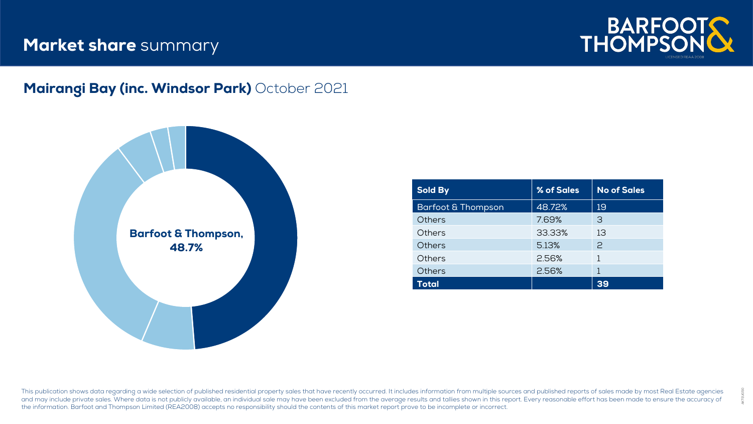# **Market share** summary

BARFOOT & THOMPSON

LICENSED REAA 2008

## **Mairangi Bay (inc. Windsor Park)** October 2021

**Barfoot & Thompson, 48.7%**

| Sold By | % of Sales | No of Sales |
| --- | --- | --- |
| Barfoot & Thompson | 48.72% | 19 |
| Others | 7.69% | 3 |
| Others | 33.33% | 13 |
| Others | 5.13% | 2 |
| Others | 2.56% | 1 |
| Others | 2.56% | 1 |
| **Total** | | **39** |

This publication shows data regarding a wide selection of published residential property sales that have recently occurred. It includes information from multiple sources and published reports of sales made by most Real Estate agencies and may include private sales. Where data is not publicly available, an individual sale may have been excluded from the average results and tallies shown in this report. Every reasonable effort has been made to ensure the accuracy of the information. Barfoot and Thompson Limited (REA2008) accepts no responsibility should the contents of this market report prove to be incomplete or incorrect.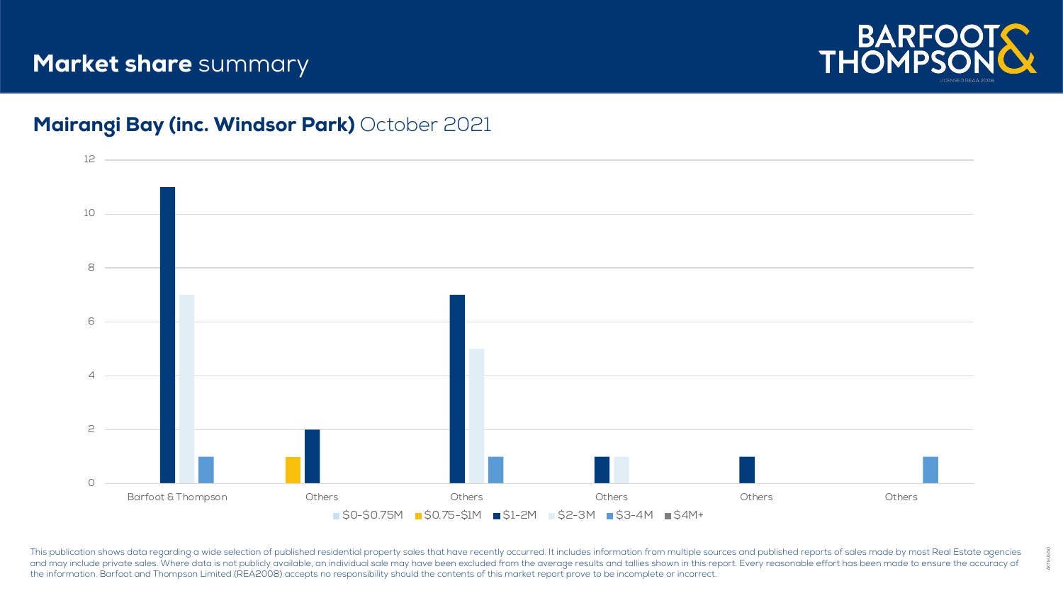# **Market share** summary

## **Mairangi Bay (inc. Windsor Park)** October 2021

| | $0-$0.75M | $0.75-$1M | $1-2M | $2-3M | $3-4M | $4M+ |
|---|---|---|---|---|---|---|
| Barfoot & Thompson | | | 11 | 7 | 1 | |
| Others | | 1 | 2 | | | |
| Others | | | 7 | 5 | 1 | |
| Others | | | 1 | 1 | | |
| Others | | | 1 | | | |
| Others | | | | | 1 | |

This publication shows data regarding a wide selection of published residential property sales that have recently occurred. It includes information from multiple sources and published reports of sales made by most Real Estate agencies and may include private sales. Where data is not publicly available, an individual sale may have been excluded from the average results and tallies shown in this report. Every reasonable effort has been made to ensure the accuracy of the information. Barfoot and Thompson Limited (REA2008) accepts no responsibility should the contents of this market report prove to be incomplete or incorrect.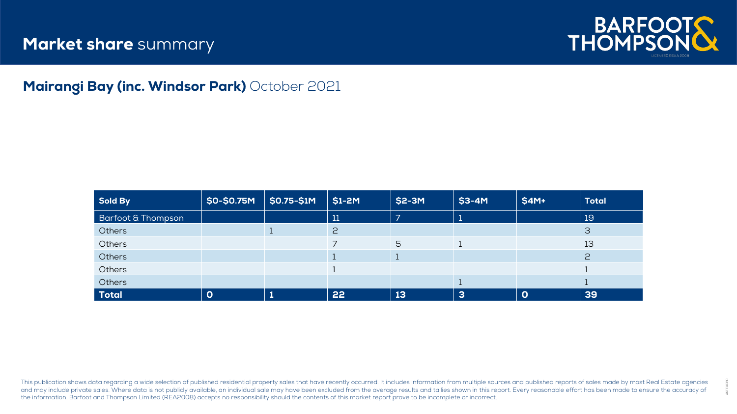# **Market share** summary

BARFOOT & THOMPSON

LICENSED REAA 2008

## **Mairangi Bay (inc. Windsor Park)** October 2021

| Sold By | $0-$0.75M | $0.75-$1M | $1-2M | $2-3M | $3-4M | $4M+ | Total |
|---|---|---|---|---|---|---|---|
| Barfoot & Thompson | | | 11 | 7 | 1 | | 19 |
| Others | | 1 | 2 | | | | 3 |
| Others | | | 7 | 5 | 1 | | 13 |
| Others | | | 1 | 1 | | | 2 |
| Others | | | 1 | | | | 1 |
| Others | | | | | 1 | | 1 |
| **Total** | **0** | **1** | **22** | **13** | **3** | **0** | **39** |

This publication shows data regarding a wide selection of published residential property sales that have recently occurred. It includes information from multiple sources and published reports of sales made by most Real Estate agencies and may include private sales. Where data is not publicly available, an individual sale may have been excluded from the average results and tallies shown in this report. Every reasonable effort has been made to ensure the accuracy of the information. Barfoot and Thompson Limited (REA2008) accepts no responsibility should the contents of this market report prove to be incomplete or incorrect.